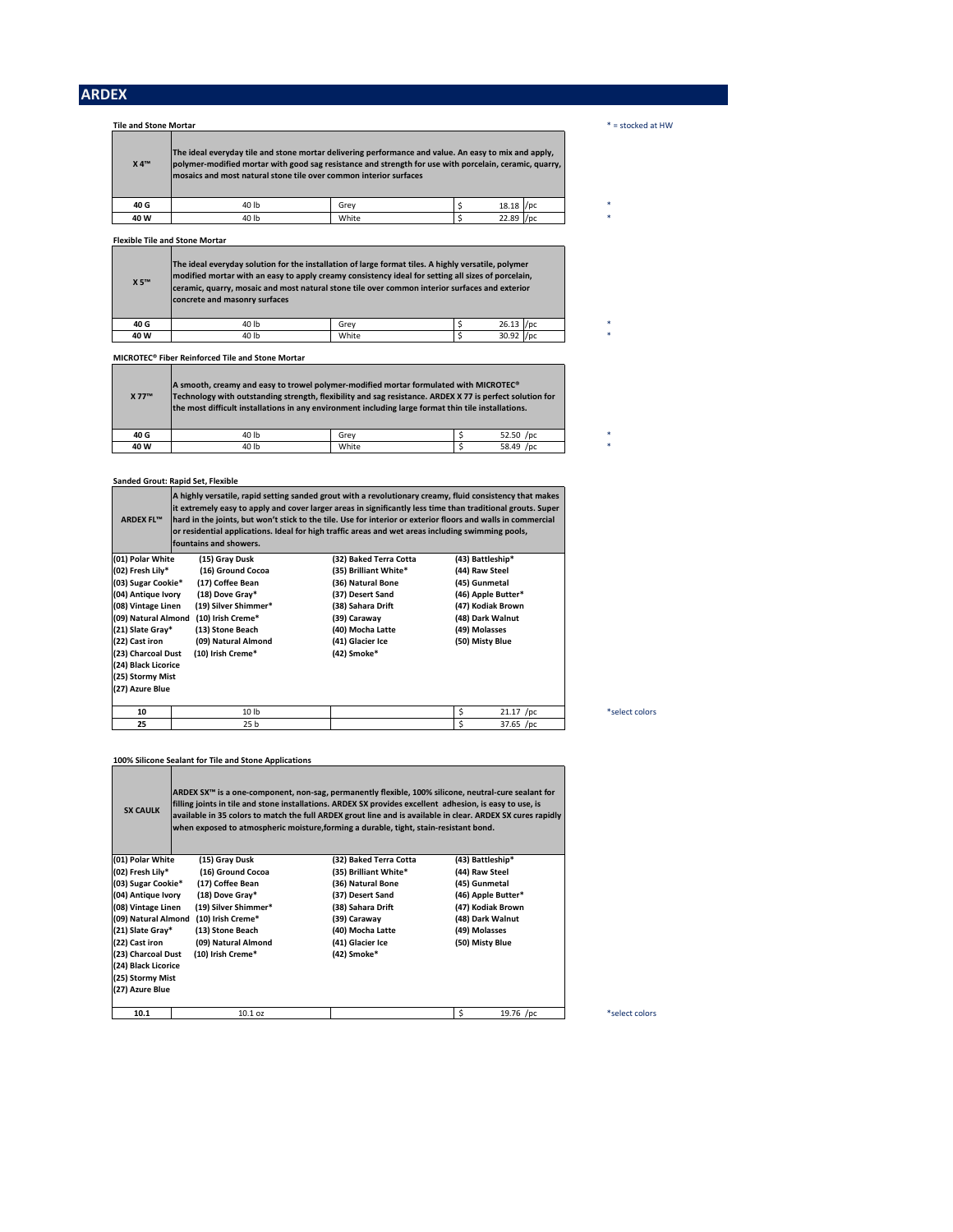# ARDEX

\* = stocked at HW

### Tile and Stone Mortar

| X 4™ | The ideal everyday tile and stone mortar delivering performance and value. An easy to mix and apply, polymer-modified mortar with good sag resistance and strength for use with porcelain, ceramic, quarry, mosaics and most natural stone tile over common interior surfaces | | | |
|---|---|---|---|---|
| 40 G | 40 lb | Grey | $ 18.18 /pc | * |
| 40 W | 40 lb | White | $ 22.89 /pc | * |

### Flexible Tile and Stone Mortar

| X 5™ | The ideal everyday solution for the installation of large format tiles. A highly versatile, polymer modified mortar with an easy to apply creamy consistency ideal for setting all sizes of porcelain, ceramic, quarry, mosaic and most natural stone tile over common interior surfaces and exterior concrete and masonry surfaces | | | |
|---|---|---|---|---|
| 40 G | 40 lb | Grey | $ 26.13 /pc | * |
| 40 W | 40 lb | White | $ 30.92 /pc | * |

### MICROTEC® Fiber Reinforced Tile and Stone Mortar

| X 77™ | A smooth, creamy and easy to trowel polymer-modified mortar formulated with MICROTEC® Technology with outstanding strength, flexibility and sag resistance. ARDEX X 77 is perfect solution for the most difficult installations in any environment including large format thin tile installations. | | | |
|---|---|---|---|---|
| 40 G | 40 lb | Grey | $ 52.50 /pc | * |
| 40 W | 40 lb | White | $ 58.49 /pc | * |

### Sanded Grout: Rapid Set, Flexible

| ARDEX FL™ | A highly versatile, rapid setting sanded grout with a revolutionary creamy, fluid consistency that makes it extremely easy to apply and cover larger areas in significantly less time than traditional grouts. Super hard in the joints, but won't stick to the tile. Use for interior or exterior floors and walls in commercial or residential applications. Ideal for high traffic areas and wet areas including swimming pools, fountains and showers. | | | |
|---|---|---|---|---|
| (01) Polar White | (15) Gray Dusk | (32) Baked Terra Cotta | (43) Battleship* | |
| (02) Fresh Lily* | (16) Ground Cocoa | (35) Brilliant White* | (44) Raw Steel | |
| (03) Sugar Cookie* | (17) Coffee Bean | (36) Natural Bone | (45) Gunmetal | |
| (04) Antique Ivory | (18) Dove Gray* | (37) Desert Sand | (46) Apple Butter* | |
| (08) Vintage Linen | (19) Silver Shimmer* | (38) Sahara Drift | (47) Kodiak Brown | |
| (09) Natural Almond | (10) Irish Creme* | (39) Caraway | (48) Dark Walnut | |
| (21) Slate Gray* | (13) Stone Beach | (40) Mocha Latte | (49) Molasses | |
| (22) Cast iron | (09) Natural Almond | (41) Glacier Ice | (50) Misty Blue | |
| (23) Charcoal Dust | (10) Irish Creme* | (42) Smoke* | | |
| (24) Black Licorice | | | | |
| (25) Stormy Mist | | | | |
| (27) Azure Blue | | | | |
| 10 | 10 lb | | $ 21.17 /pc | *select colors |
| 25 | 25 b | | $ 37.65 /pc | |

### 100% Silicone Sealant for Tile and Stone Applications

| SX CAULK | ARDEX SX™ is a one-component, non-sag, permanently flexible, 100% silicone, neutral-cure sealant for filling joints in tile and stone installations. ARDEX SX provides excellent adhesion, is easy to use, is available in 35 colors to match the full ARDEX grout line and is available in clear. ARDEX SX cures rapidly when exposed to atmospheric moisture,forming a durable, tight, stain-resistant bond. | | | |
|---|---|---|---|---|
| (01) Polar White | (15) Gray Dusk | (32) Baked Terra Cotta | (43) Battleship* | |
| (02) Fresh Lily* | (16) Ground Cocoa | (35) Brilliant White* | (44) Raw Steel | |
| (03) Sugar Cookie* | (17) Coffee Bean | (36) Natural Bone | (45) Gunmetal | |
| (04) Antique Ivory | (18) Dove Gray* | (37) Desert Sand | (46) Apple Butter* | |
| (08) Vintage Linen | (19) Silver Shimmer* | (38) Sahara Drift | (47) Kodiak Brown | |
| (09) Natural Almond | (10) Irish Creme* | (39) Caraway | (48) Dark Walnut | |
| (21) Slate Gray* | (13) Stone Beach | (40) Mocha Latte | (49) Molasses | |
| (22) Cast iron | (09) Natural Almond | (41) Glacier Ice | (50) Misty Blue | |
| (23) Charcoal Dust | (10) Irish Creme* | (42) Smoke* | | |
| (24) Black Licorice | | | | |
| (25) Stormy Mist | | | | |
| (27) Azure Blue | | | | |
| 10.1 | 10.1 oz | | $ 19.76 /pc | *select colors |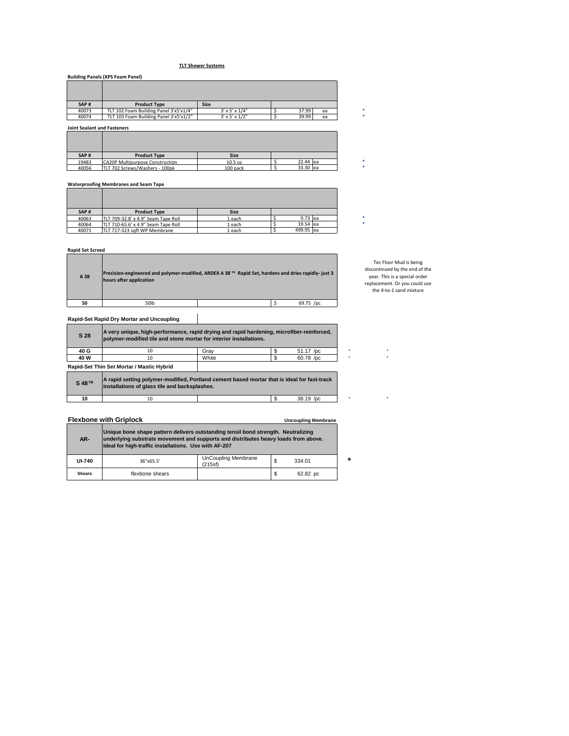**TLT Shower Systems**

**Building Panels (XPS Foam Panel)**

| SAP # | Product Type | Size | | | |
|---|---|---|---|---|---|
| 40073 | TLT 102 Foam Building Panel 3'x5'x1/4" | 3' x 5' x 1/4" | $ 37.99 | ea | * |
| 40074 | TLT 103 Foam Building Panel 3'x5'x1/2" | 3' x 5' x 1/2" | $ 39.99 | ea | * |

**Joint Sealant and Fasteners**

| SAP # | Product Type | Size | | | |
|---|---|---|---|---|---|
| 19483 | CA20P Multipurpose Construction | 10.5 oz | $ 22.44 | ea | * |
| 40056 | TLT 702 Screws/Washers - 100pk | 100 pack | $ 33.30 | ea | * |

**Waterproofing Membranes and Seam Tape**

| SAP # | Product Type | Size | | | |
|---|---|---|---|---|---|
| 40063 | TLT 709-32.8' x 4.9" Seam Tape Roll | 1 each | $ 9.73 | ea | * |
| 40064 | TLT 710-65.6' x 4.9" Seam Tape Roll | 1 each | $ 19.54 | ea | * |
| 40071 | TLT 717-323 sqft WP Membrane | 1 each | $ 499.95 | ea | |

**Rapid Set Screed**

| A 38 | Precision-engineered and polymer-modified, ARDEX A 38 ™ Rapid Set, hardens and dries rapidly- just 3 hours after application | | |
|---|---|---|---|
| 50 | 50lb | | $ 69.75 /pc |

Tec Floor Mud is being discontinued by the end of the year. This is a special order replacement. Or you could use the 4-to-1 sand mixture

**Rapid-Set Rapid Dry Mortar and Uncoupling**

| S 28 | A very unique, high-performance, rapid drying and rapid hardening, microfiber-reinforced, polymer-modified tile and stone mortar for interior installations. | | | | |
|---|---|---|---|---|---|
| 40 G | 10 | Gray | $ 51.17 /pc | * | * |
| 40 W | 10 | White | $ 60.78 /pc | * | * |

**Rapid-Set Thin Set Mortar / Mastic Hybrid**

| S 48™ | A rapid setting polymer-modified, Portland cement based mortar that is ideal for fast-track installations of glass tile and backsplashes. | | | | |
|---|---|---|---|---|---|
| 10 | 10 | | $ 38.19 /pc | * | * |

**Flexbone with Griplock** — **Uncoupling Membrane**

| AR- | Unique bone shape pattern delivers outstanding tensil bond strength. Neutralizing underlying substrate movement and supports and distributes heavy loads from above. Ideal for high-traffic installations. Use with AF-207 | | | |
|---|---|---|---|---|
| UI-740 | 36"x65.5' | UnCoupling Membrane (215sf) | $ 334.01 | * |
| Shears | flexbone shears | | $ 62.82 pc | |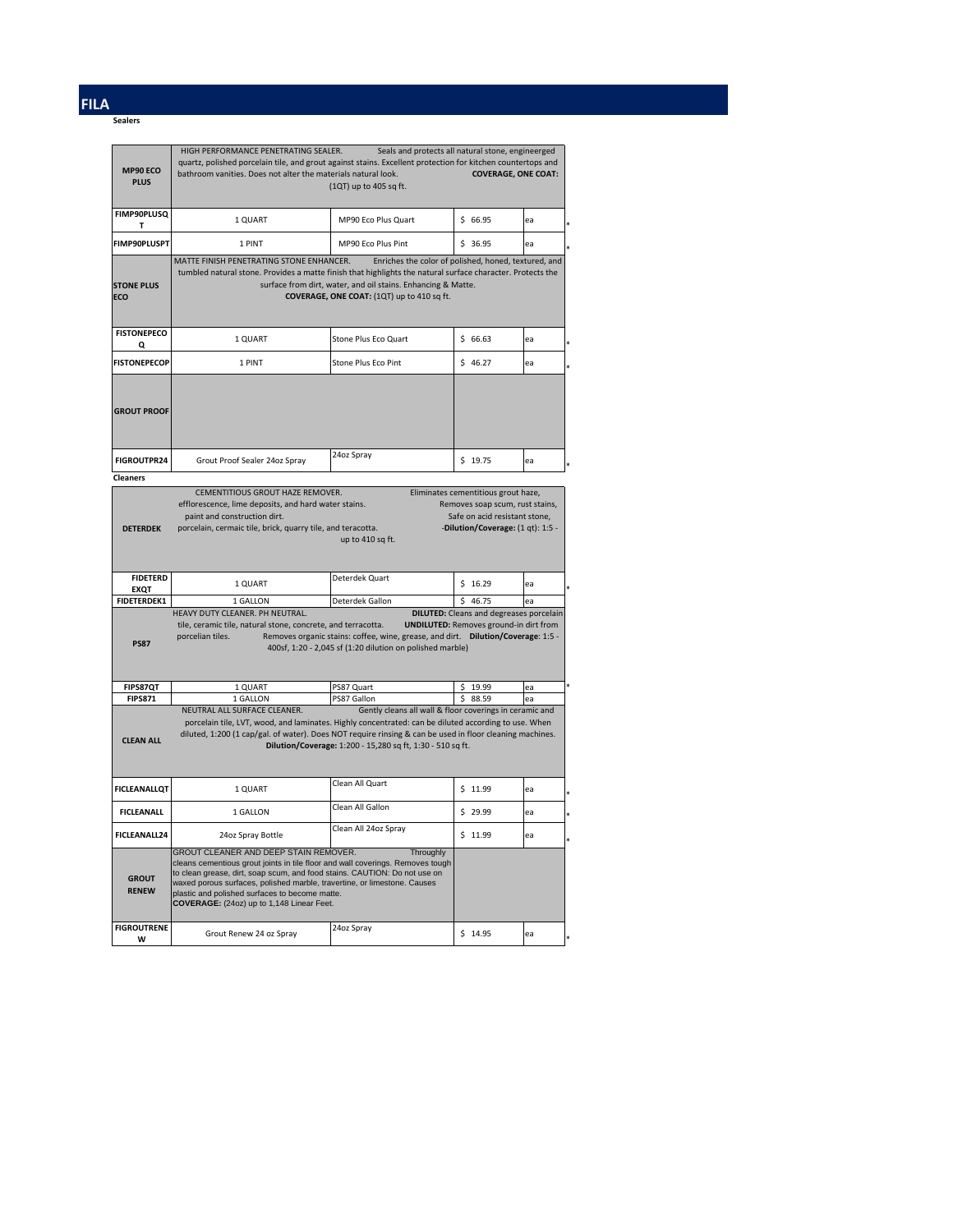# FILA

## Sealers

| | | | | |
|---|---|---|---|---|
| **MP90 ECO PLUS** | HIGH PERFORMANCE PENETRATING SEALER. Seals and protects all natural stone, engineerged quartz, polished porcelain tile, and grout against stains. Excellent protection for kitchen countertops and bathroom vanities. Does not alter the materials natural look. **COVERAGE, ONE COAT:** (1QT) up to 405 sq ft. | | | |
| **FIMP90PLUSQT** | 1 QUART | MP90 Eco Plus Quart | $ 66.95 | ea |
| **FIMP90PLUSPT** | 1 PINT | MP90 Eco Plus Pint | $ 36.95 | ea |
| **STONE PLUS ECO** | MATTE FINISH PENETRATING STONE ENHANCER. Enriches the color of polished, honed, textured, and tumbled natural stone. Provides a matte finish that highlights the natural surface character. Protects the surface from dirt, water, and oil stains. Enhancing & Matte. **COVERAGE, ONE COAT:** (1QT) up to 410 sq ft. | | | |
| **FISTONEPECOQ** | 1 QUART | Stone Plus Eco Quart | $ 66.63 | ea |
| **FISTONEPECOP** | 1 PINT | Stone Plus Eco Pint | $ 46.27 | ea |
| **GROUT PROOF** | | | | |
| **FIGROUTPR24** | Grout Proof Sealer 24oz Spray | 24oz Spray | $ 19.75 | ea |

## Cleaners

| | | | | |
|---|---|---|---|---|
| **DETERDEK** | CEMENTITIOUS GROUT HAZE REMOVER. Eliminates cementitious grout haze, efflorescence, lime deposits, and hard water stains. Removes soap scum, rust stains, paint and construction dirt. Safe on acid resistant stone, porcelain, cermaic tile, brick, quarry tile, and teracotta. **-Dilution/Coverage:** (1 qt): 1:5 - up to 410 sq ft. | | | |
| **FIDETERDEXQT** | 1 QUART | Deterdek Quart | $ 16.29 | ea |
| **FIDETERDEK1** | 1 GALLON | Deterdek Gallon | $ 46.75 | ea |
| **PS87** | HEAVY DUTY CLEANER. PH NEUTRAL. **DILUTED:** Cleans and degreases porcelain tile, ceramic tile, natural stone, concrete, and terracotta. **UNDILUTED:** Removes ground-in dirt from porcelian tiles. Removes organic stains: coffee, wine, grease, and dirt. **Dilution/Coverage**: 1:5 - 400sf, 1:20 - 2,045 sf (1:20 dilution on polished marble) | | | |
| **FIPS87QT** | 1 QUART | PS87 Quart | $ 19.99 | ea |
| **FIPS871** | 1 GALLON | PS87 Gallon | $ 88.59 | ea |
| **CLEAN ALL** | NEUTRAL ALL SURFACE CLEANER. Gently cleans all wall & floor coverings in ceramic and porcelain tile, LVT, wood, and laminates. Highly concentrated: can be diluted according to use. When diluted, 1:200 (1 cap/gal. of water). Does NOT require rinsing & can be used in floor cleaning machines. **Dilution/Coverage:** 1:200 - 15,280 sq ft, 1:30 - 510 sq ft. | | | |
| **FICLEANALLQT** | 1 QUART | Clean All Quart | $ 11.99 | ea |
| **FICLEANALL** | 1 GALLON | Clean All Gallon | $ 29.99 | ea |
| **FICLEANALL24** | 24oz Spray Bottle | Clean All 24oz Spray | $ 11.99 | ea |
| **GROUT RENEW** | GROUT CLEANER AND DEEP STAIN REMOVER. Throughly cleans cementious grout joints in tile floor and wall coverings. Removes tough to clean grease, dirt, soap scum, and food stains. CAUTION: Do not use on waxed porous surfaces, polished marble, travertine, or limestone. Causes plastic and polished surfaces to become matte. **COVERAGE:** (24oz) up to 1,148 Linear Feet. | | | |
| **FIGROUTRENEW** | Grout Renew 24 oz Spray | 24oz Spray | $ 14.95 | ea |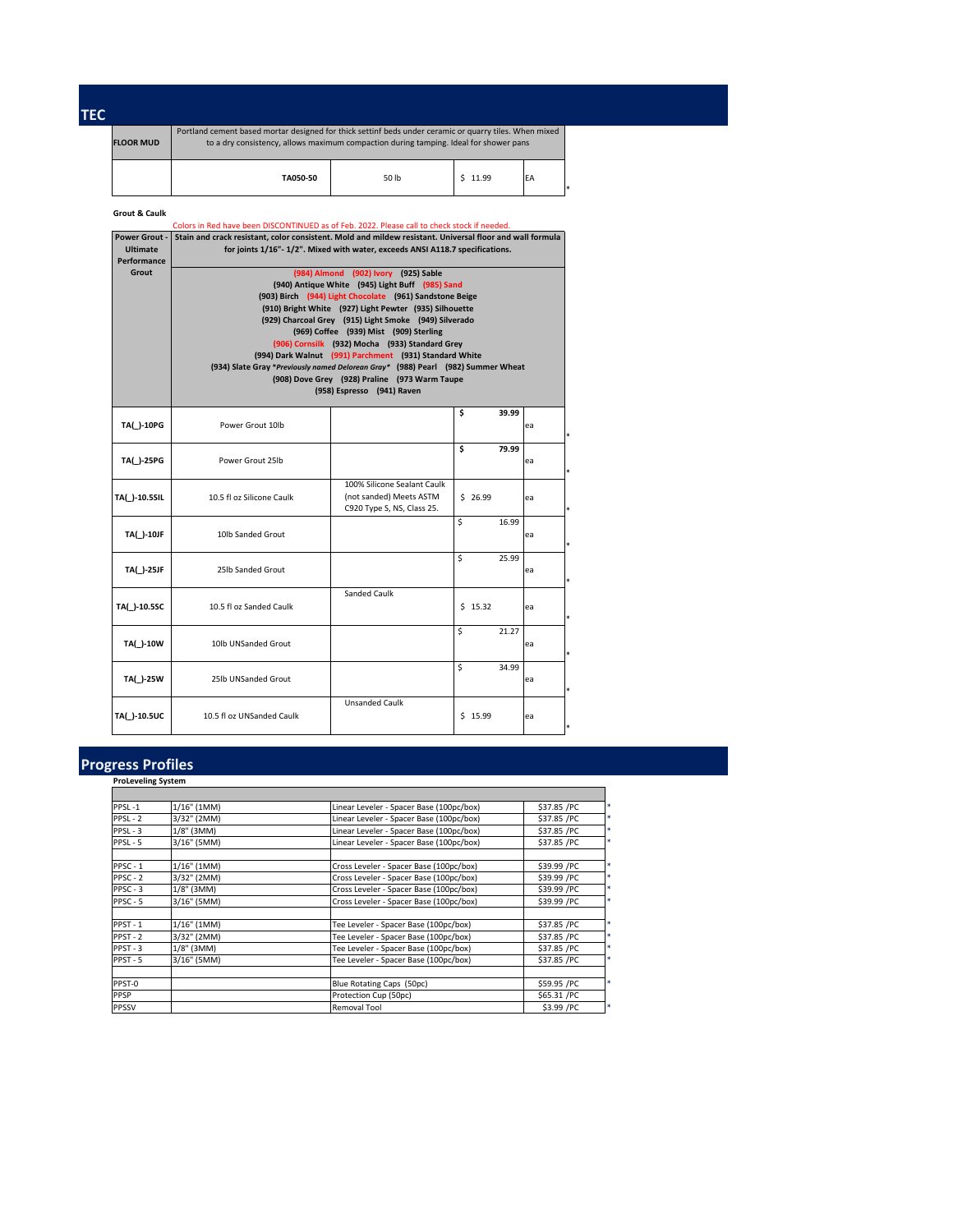# TEC

| | | | | | |
|---|---|---|---|---|---|
| **FLOOR MUD** | Portland cement based mortar designed for thick settinf beds under ceramic or quarry tiles. When mixed to a dry consistency, allows maximum compaction during tamping. Ideal for shower pans | | | | |
| | **TA050-50** | 50 lb | $ 11.99 | EA | * |

**Grout & Caulk**

Colors in Red have been DISCONTINUED as of Feb. 2022. Please call to check stock if needed.

| | | | | | |
|---|---|---|---|---|---|
| **Power Grout - Ultimate Performance Grout** | **Stain and crack resistant, color consistent. Mold and mildew resistant. Universal floor and wall formula for joints 1/16"- 1/2". Mixed with water, exceeds ANSI A118.7 specifications.** | | | | |
| | **(984) Almond (902) Ivory (925) Sable (940) Antique White (945) Light Buff (985) Sand (903) Birch (944) Light Chocolate (961) Sandstone Beige (910) Bright White (927) Light Pewter (935) Silhouette (929) Charcoal Grey (915) Light Smoke (949) Silverado (969) Coffee (939) Mist (909) Sterling (906) Cornsilk (932) Mocha (933) Standard Grey (994) Dark Walnut (991) Parchment (931) Standard White (934) Slate Gray *Previously named Delorean Gray* (988) Pearl (982) Summer Wheat (908) Dove Grey (928) Praline (973 Warm Taupe (958) Espresso (941) Raven** | | | | |
| **TA(_)-10PG** | Power Grout 10lb | | $ 39.99 | ea | * |
| **TA(_)-25PG** | Power Grout 25lb | | $ 79.99 | ea | * |
| **TA(_)-10.5SIL** | 10.5 fl oz Silicone Caulk | 100% Silicone Sealant Caulk (not sanded) Meets ASTM C920 Type S, NS, Class 25. | $ 26.99 | ea | * |
| **TA(_)-10JF** | 10lb Sanded Grout | | $ 16.99 | ea | * |
| **TA(_)-25JF** | 25lb Sanded Grout | | $ 25.99 | ea | * |
| **TA(_)-10.5SC** | 10.5 fl oz Sanded Caulk | Sanded Caulk | $ 15.32 | ea | * |
| **TA(_)-10W** | 10lb UNSanded Grout | | $ 21.27 | ea | * |
| **TA(_)-25W** | 25lb UNSanded Grout | | $ 34.99 | ea | * |
| **TA(_)-10.5UC** | 10.5 fl oz UNSanded Caulk | Unsanded Caulk | $ 15.99 | ea | * |

# Progress Profiles

**ProLeveling System**

| | | | | |
|---|---|---|---|---|
| PPSL -1 | 1/16" (1MM) | Linear Leveler - Spacer Base (100pc/box) | $37.85 /PC | * |
| PPSL - 2 | 3/32" (2MM) | Linear Leveler - Spacer Base (100pc/box) | $37.85 /PC | * |
| PPSL - 3 | 1/8" (3MM) | Linear Leveler - Spacer Base (100pc/box) | $37.85 /PC | * |
| PPSL - 5 | 3/16" (5MM) | Linear Leveler - Spacer Base (100pc/box) | $37.85 /PC | * |
| | | | | |
| PPSC - 1 | 1/16" (1MM) | Cross Leveler - Spacer Base (100pc/box) | $39.99 /PC | * |
| PPSC - 2 | 3/32" (2MM) | Cross Leveler - Spacer Base (100pc/box) | $39.99 /PC | * |
| PPSC - 3 | 1/8" (3MM) | Cross Leveler - Spacer Base (100pc/box) | $39.99 /PC | * |
| PPSC - 5 | 3/16" (5MM) | Cross Leveler - Spacer Base (100pc/box) | $39.99 /PC | * |
| | | | | |
| PPST - 1 | 1/16" (1MM) | Tee Leveler - Spacer Base (100pc/box) | $37.85 /PC | * |
| PPST - 2 | 3/32" (2MM) | Tee Leveler - Spacer Base (100pc/box) | $37.85 /PC | * |
| PPST - 3 | 1/8" (3MM) | Tee Leveler - Spacer Base (100pc/box) | $37.85 /PC | * |
| PPST - 5 | 3/16" (5MM) | Tee Leveler - Spacer Base (100pc/box) | $37.85 /PC | * |
| | | | | |
| PPST-0 | | Blue Rotating Caps (50pc) | $59.95 /PC | * |
| PPSP | | Protection Cup (50pc) | $65.31 /PC | |
| PPSSV | | Removal Tool | $3.99 /PC | * |